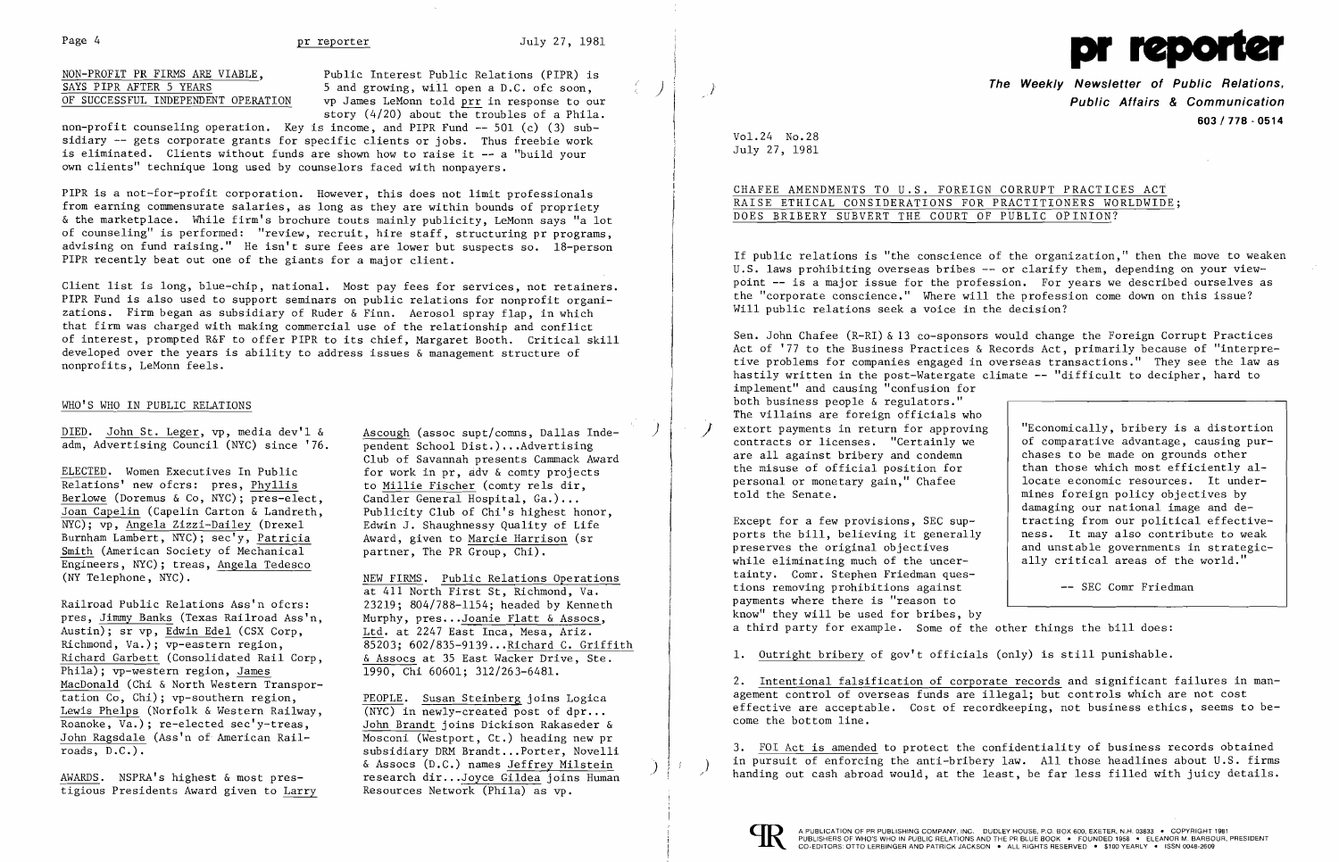NON-PROFIT PR FIRMS ARE VIABLE, SAYS PIPR AFTER 5 YEARS OF SUCCESSFUL INDEPENDENT OPERATION

Public Interest Public Relations (PIPR) is 5 and growing, will open a D.C. ofc soon, vp James LeMonn told prr in response to our story (4/20) about the troubles of a Phila. non-profit counseling operation. Key is income, and PIPR Fund -- 501 (c) (3) subsidiary -- gets corporate grants for specific clients or jobs. Thus freebie work is eliminated. Clients without funds are shown how to raise it -- a "build your own clients" technique long used by counselors faced with nonpayers.

PIPR is a not-for-profit corporation. However, this does not limit professionals from earning commensurate salaries, as long as they are within bounds of propriety & the marketplace. While firm's brochure touts mainly publicity, LeMonn says "a lot of counseling" is performed: "review, recruit, hire staff, structuring pr programs, advising on fund raising." He isn't sure fees are lower but suspects so. 18-person PIPR recently beat out one of the giants for a major client.

Client list is long, blue-chip, national. Most pay fees for services, not retainers. PIPR Fund is also used to support seminars on public relations for nonprofit organizations. Firm began as subsidiary of Ruder & Finn. Aerosol spray flap, in which that firm was charged with making commercial use of the relationship and conflict of interest, prompted R&F to offer PIPR to its chief, Margaret Booth. Critical skill developed over the years is ability to address issues & management structure of nonprofits, LeMonn feels.

## WHO'S WHO IN PUBLIC RELATIONS

DIED. John St. Leger, vp, media dev'l & adm, Advertising Council (NYC) since '76.

ELECTED. Women Executives In Public Relations' new ofcrs: pres, Phyllis Berlowe (Doremus & Co, NYC); pres-elect, Joan Capelin (Capelin Carton & Landreth, NYC); vp, Angela Zizzi-Dailey (Drexel Burnham Lambert, NYC); sec'y, Patricia Smith (American Society of Mechanical Engineers, NYC); treas, Angela Tedesco (NY Telephone, NYC).

Railroad Public Relations Ass'n ofcrs: pres, Jimmy Banks (Texas Railroad Ass'n, Austin); sr vp, Edwin Edel (CSX Corp, Richmond, Va.); vp-eastern region, Richard Garbett (Consolidated Rail Corp, Phila); vp-western region, James MacDonald (Chi & North Western Transportation Co, Chi); vp-southern region, Lewis Phelps (Norfolk & Western Railway, Roanoke, Va.); re-elected sec'y-treas, John Ragsdale (Ass'n of American Railroads, D.C.).

AWARDS. NSPRA's highest & most prestigious Presidents Award given to Larry Ascough (assoc supt/comns, Dallas Independent School Dist.)...Advertising Club of Savannah presents Cammack Award for work in pr, adv & comty projects to Millie Fischer (comty rels dir, Candler General Hospital, Ga.)... Publicity Club of Chi's highest honor, Edwin J. Shaughnessy Quality of Life Award, given to Marcie Harrison (sr partner, The PR Group, Chi).

NEW FIRMS. Public Relations Operations at 411 North First St, Richmond, Va. 23219; 804/788-1154; headed by Kenneth Murphy, pres...Joanie Flatt & Assocs, Ltd. at 2247 East Inca, Mesa, Ariz. 85203; 602/835-9139...Richard C. Griffith & Assocs at 35 East Wacker Drive, Ste. 1990, Chi 60601; 312/263-6481.

PEOPLE. Susan Steinberg joins Logica (NYC) in newly-created post of dpr... John Brandt joins Dickison Rakaseder & Mosconi (Westport, Ct.) heading new pr subsidiary DRM Brandt...Porter, Novelli & Assocs (D.C.) names Jeffrey Milstein research dir...Joyce Gildea joins Human Resources Network (Phila) as vp.

# pr reporter

**The Weekly Newsletter of Public Relations, Public Affairs & Communication**

603 / 778 - 0514

Vol.24 No.28
July 27, 1981

## CHAFEE AMENDMENTS TO U.S. FOREIGN CORRUPT PRACTICES ACT RAISE ETHICAL CONSIDERATIONS FOR PRACTITIONERS WORLDWIDE; DOES BRIBERY SUBVERT THE COURT OF PUBLIC OPINION?

If public relations is "the conscience of the organization," then the move to weaken U.S. laws prohibiting overseas bribes -- or clarify them, depending on your viewpoint -- is a major issue for the profession. For years we described ourselves as the "corporate conscience." Where will the profession come down on this issue? Will public relations seek a voice in the decision?

Sen. John Chafee (R-RI) & 13 co-sponsors would change the Foreign Corrupt Practices Act of '77 to the Business Practices & Records Act, primarily because of "interpretive problems for companies engaged in overseas transactions." They see the law as hastily written in the post-Watergate climate -- "difficult to decipher, hard to implement" and causing "confusion for both business people & regulators." The villains are foreign officials who extort payments in return for approving contracts or licenses. "Certainly we are all against bribery and condemn the misuse of official position for personal or monetary gain," Chafee told the Senate.

> "Economically, bribery is a distortion of comparative advantage, causing purchases to be made on grounds other than those which most efficiently allocate economic resources. It undermines foreign policy objectives by damaging our national image and detracting from our political effectiveness. It may also contribute to weak and unstable governments in strategically critical areas of the world."
>
> -- SEC Comr Friedman

Except for a few provisions, SEC supports the bill, believing it generally preserves the original objectives while eliminating much of the uncertainty. Comr. Stephen Friedman questions removing prohibitions against payments where there is "reason to know" they will be used for bribes, by a third party for example. Some of the other things the bill does:

1. Outright bribery of gov't officials (only) is still punishable.

2. Intentional falsification of corporate records and significant failures in management control of overseas funds are illegal; but controls which are not cost effective are acceptable. Cost of recordkeeping, not business ethics, seems to become the bottom line.

3. FOI Act is amended to protect the confidentiality of business records obtained in pursuit of enforcing the anti-bribery law. All those headlines about U.S. firms handing out cash abroad would, at the least, be far less filled with juicy details.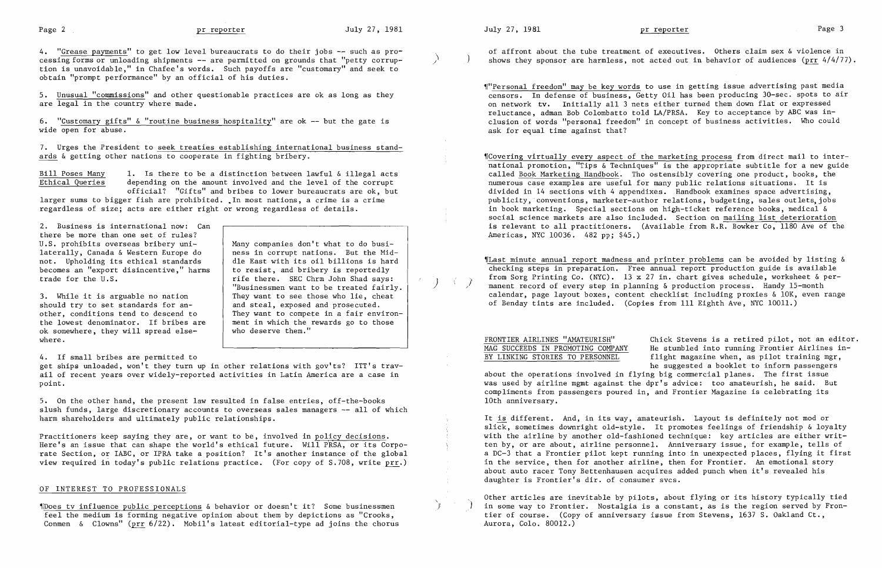4. "Grease payments" to get low level bureaucrats to do their jobs -- such as processing forms or unloading shipments -- are permitted on grounds that "petty corruption is unavoidable," in Chafee's words. Such payoffs are "customary" and seek to obtain "prompt performance" by an official of his duties.

5. Unusual "commissions" and other questionable practices are ok as long as they are legal in the country where made.

6. "Customary gifts" & "routine business hospitality" are ok -- but the gate is wide open for abuse.

7. Urges the President to seek treaties establishing international business standards & getting other nations to cooperate in fighting bribery.

**Bill Poses Many Ethical Queries**

1. Is there to be a distinction between lawful & illegal acts depending on the amount involved and the level of the corrupt official? "Gifts" and bribes to lower bureaucrats are ok, but larger sums to bigger fish are prohibited. In most nations, a crime is a crime regardless of size; acts are either right or wrong regardless of details.

2. Business is international now: Can there be more than one set of rules? U.S. prohibits overseas bribery unilaterally, Canada & Western Europe do not. Upholding its ethical standards becomes an "export disincentive," harms trade for the U.S.

> Many companies don't what to do business in corrupt nations. But the Middle East with its oil billions is hard to resist, and bribery is reportedly rife there. SEC Chrm John Shad says: "Businessmen want to be treated fairly. They want to see those who lie, cheat and steal, exposed and prosecuted. They want to compete in a fair environment in which the rewards go to those who deserve them."

3. While it is arguable no nation should try to set standards for another, conditions tend to descend to the lowest denominator. If bribes are ok somewhere, they will spread elsewhere.

4. If small bribes are permitted to get ships unloaded, won't they turn up in other relations with gov'ts? ITT's travail of recent years over widely-reported activities in Latin America are a case in point.

5. On the other hand, the present law resulted in false entries, off-the-books slush funds, large discretionary accounts to overseas sales managers -- all of which harm shareholders and ultimately public relationships.

Practitioners keep saying they are, or want to be, involved in policy decisions. Here's an issue that can shape the world's ethical future. Will PRSA, or its Corporate Section, or IABC, or IPRA take a position? It's another instance of the global view required in today's public relations practice. (For copy of S.708, write prr.)

## OF INTEREST TO PROFESSIONALS

¶Does tv influence public perceptions & behavior or doesn't it? Some businessmen feel the medium is forming negative opinion about them by depictions as "Crooks, Conmen & Clowns" (prr 6/22). Mobil's latest editorial-type ad joins the chorus of affront about the tube treatment of executives. Others claim sex & violence in shows they sponsor are harmless, not acted out in behavior of audiences (prr 4/4/77).

¶"Personal freedom" may be key words to use in getting issue advertising past media censors. In defense of business, Getty Oil has been producing 30-sec. spots to air on network tv. Initially all 3 nets either turned them down flat or expressed reluctance, adman Bob Colombatto told LA/PRSA. Key to acceptance by ABC was inclusion of words "personal freedom" in concept of business activities. Who could ask for equal time against that?

¶Covering virtually every aspect of the marketing process from direct mail to international promotion, "Tips & Techniques" is the appropriate subtitle for a new guide called Book Marketing Handbook. Tho ostensibly covering one product, books, the numerous case examples are useful for many public relations situations. It is divided in 14 sections with 4 appendixes. Handbook examines space advertising, publicity, conventions, marketer-author relations, budgeting, sales outlets, jobs in book marketing. Special sections on high-ticket reference books, medical & social science markets are also included. Section on mailing list deterioration is relevant to all practitioners. (Available from R.R. Bowker Co, 1180 Ave of the Americas, NYC 10036. 482 pp; $45.)

¶Last minute annual report madness and printer problems can be avoided by listing & checking steps in preparation. Free annual report production guide is available from Sorg Printing Co. (NYC). 13 x 27 in. chart gives schedule, worksheet & permanent record of every step in planning & production process. Handy 15-month calendar, page layout boxes, content checklist including proxies & 10K, even range of Benday tints are included. (Copies from 111 Eighth Ave, NYC 10011.)

**FRONTIER AIRLINES "AMATEURISH" MAG SUCCEEDS IN PROMOTING COMPANY BY LINKING STORIES TO PERSONNEL**

Chick Stevens is a retired pilot, not an editor. He stumbled into running Frontier Airlines inflight magazine when, as pilot training mgr, he suggested a booklet to inform passengers about the operations involved in flying big commercial planes. The first issue was used by airline mgmt against the dpr's advice: too amateurish, he said. But compliments from passengers poured in, and Frontier Magazine is celebrating its 10th anniversary.

It is different. And, in its way, amateurish. Layout is definitely not mod or slick, sometimes downright old-style. It promotes feelings of friendship & loyalty with the airline by another old-fashioned technique: key articles are either written by, or are about, airline personnel. Anniversary issue, for example, tells of a DC-3 that a Frontier pilot kept running into in unexpected places, flying it first in the service, then for another airline, then for Frontier. An emotional story about auto racer Tony Bettenhausen acquires added punch when it's revealed his daughter is Frontier's dir. of consumer svcs.

Other articles are inevitable by pilots, about flying or its history typically tied in some way to Frontier. Nostalgia is a constant, as is the region served by Frontier of course. (Copy of anniversary issue from Stevens, 1637 S. Oakland Ct., Aurora, Colo. 80012.)